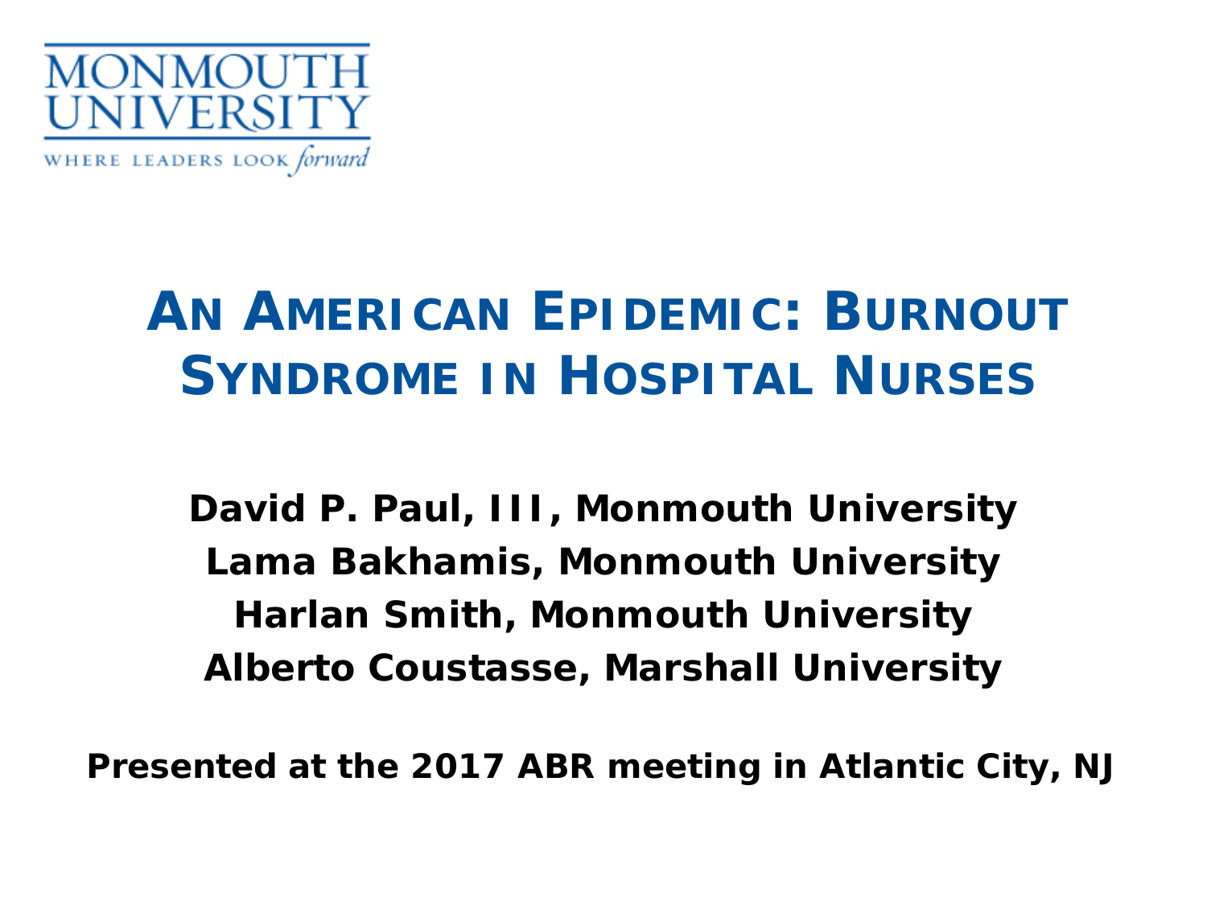MONMOUTH UNIVERSITY

WHERE LEADERS LOOK *forward*

# AN AMERICAN EPIDEMIC: BURNOUT SYNDROME IN HOSPITAL NURSES

**David P. Paul, III, Monmouth University**

**Lama Bakhamis, Monmouth University**

**Harlan Smith, Monmouth University**

**Alberto Coustasse, Marshall University**

**Presented at the 2017 ABR meeting in Atlantic City, NJ**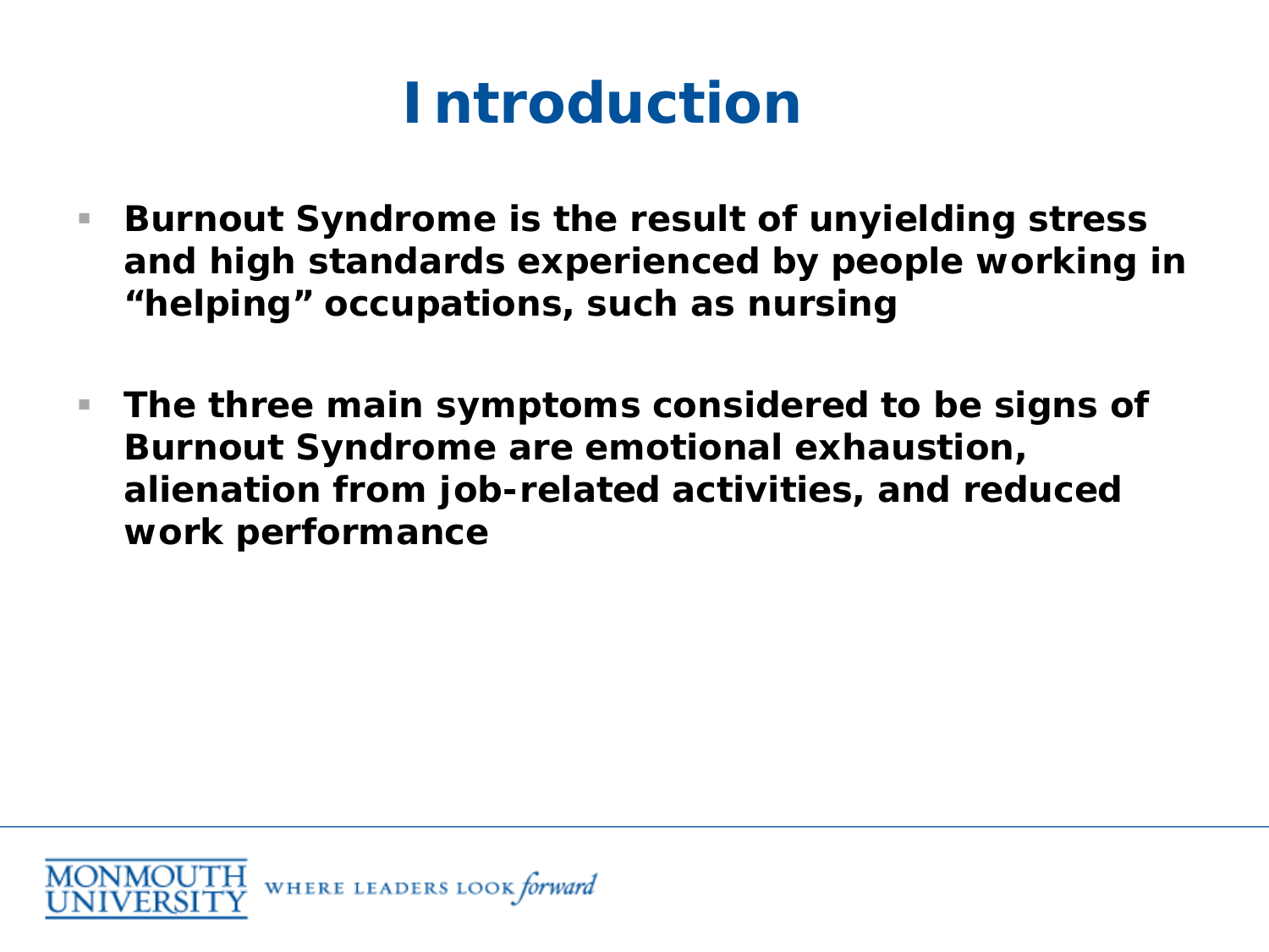# Introduction

- **Burnout Syndrome is the result of unyielding stress and high standards experienced by people working in "helping" occupations, such as nursing**

- **The three main symptoms considered to be signs of Burnout Syndrome are emotional exhaustion, alienation from job-related activities, and reduced work performance**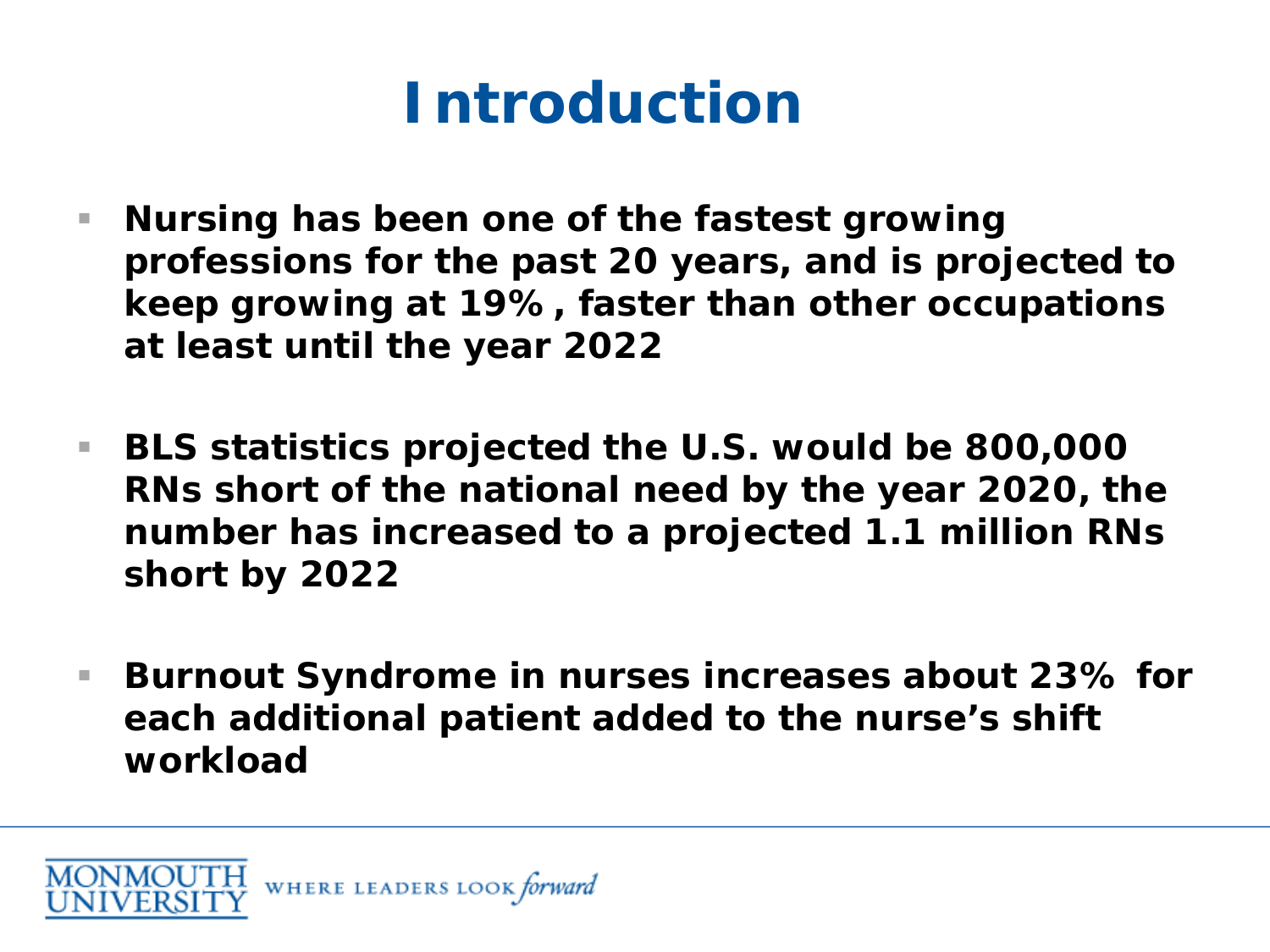# Introduction

- **Nursing has been one of the fastest growing professions for the past 20 years, and is projected to keep growing at 19%, faster than other occupations at least until the year 2022**
- **BLS statistics projected the U.S. would be 800,000 RNs short of the national need by the year 2020, the number has increased to a projected 1.1 million RNs short by 2022**
- **Burnout Syndrome in nurses increases about 23% for each additional patient added to the nurse's shift workload**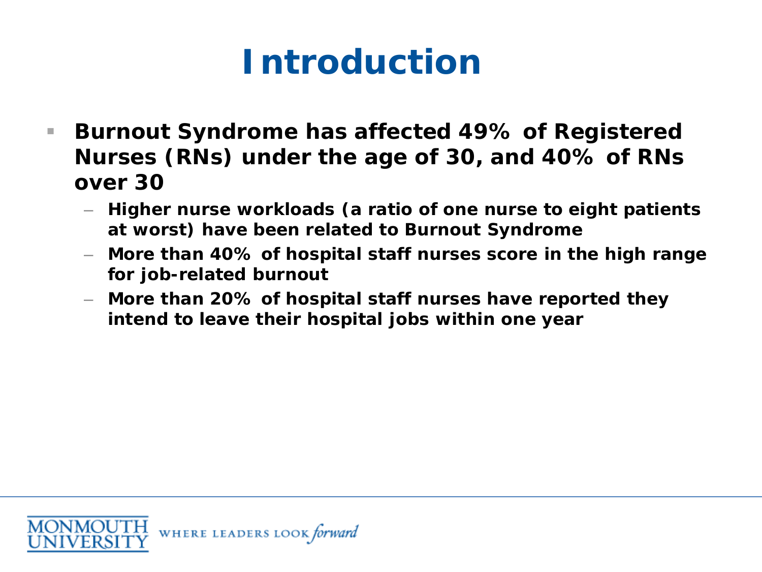# Introduction

- **Burnout Syndrome has affected 49% of Registered Nurses (RNs) under the age of 30, and 40% of RNs over 30**
  - **Higher nurse workloads (a ratio of one nurse to eight patients at worst) have been related to Burnout Syndrome**
  - **More than 40% of hospital staff nurses score in the high range for job-related burnout**
  - **More than 20% of hospital staff nurses have reported they intend to leave their hospital jobs within one year**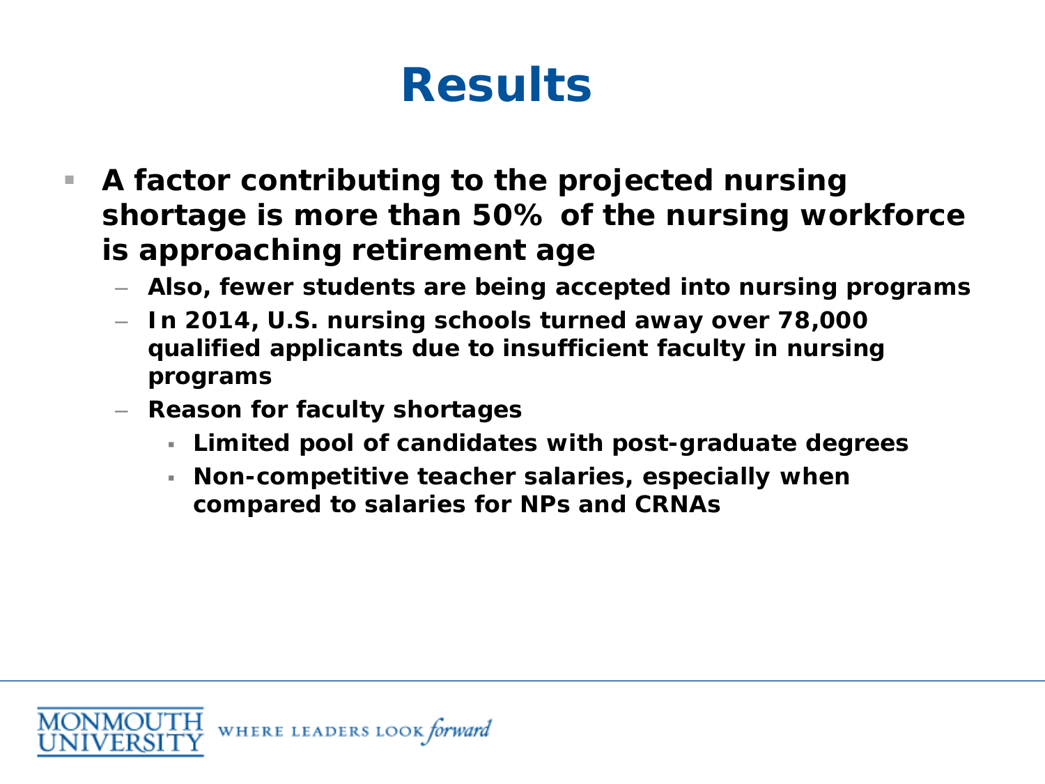# Results

- **A factor contributing to the projected nursing shortage is more than 50% of the nursing workforce is approaching retirement age**
  - **Also, fewer students are being accepted into nursing programs**
  - **In 2014, U.S. nursing schools turned away over 78,000 qualified applicants due to insufficient faculty in nursing programs**
  - **Reason for faculty shortages**
    - **Limited pool of candidates with post-graduate degrees**
    - **Non-competitive teacher salaries, especially when compared to salaries for NPs and CRNAs**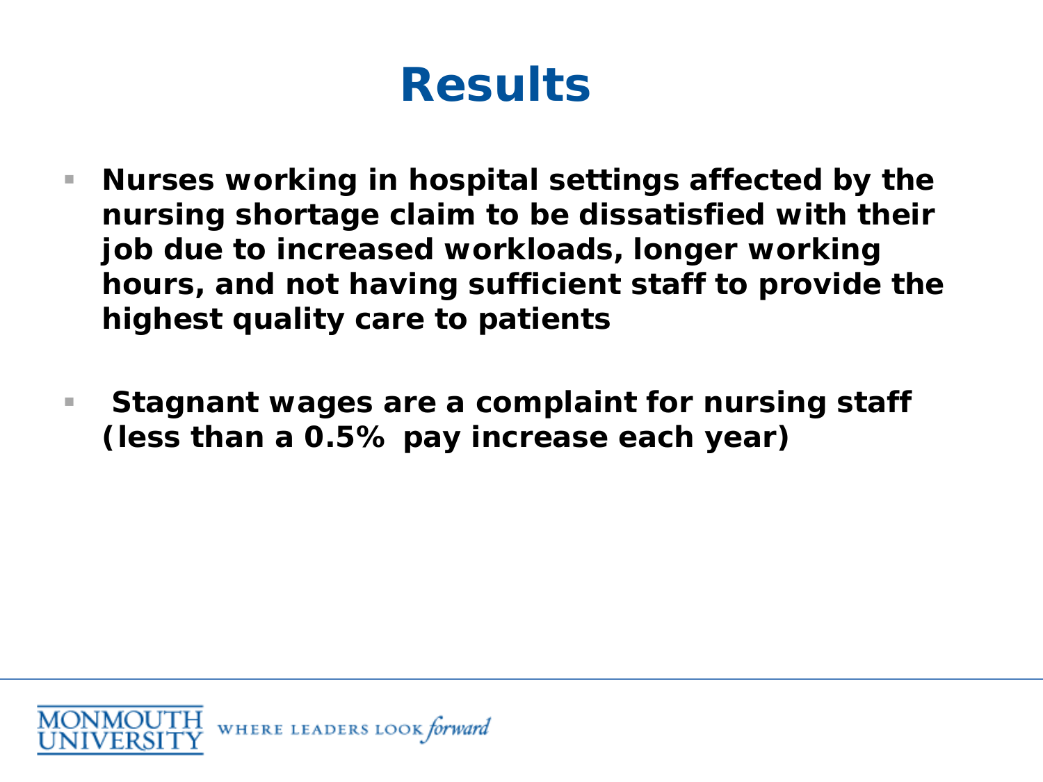# Results

- **Nurses working in hospital settings affected by the nursing shortage claim to be dissatisfied with their job due to increased workloads, longer working hours, and not having sufficient staff to provide the highest quality care to patients**
- **Stagnant wages are a complaint for nursing staff (less than a 0.5% pay increase each year)**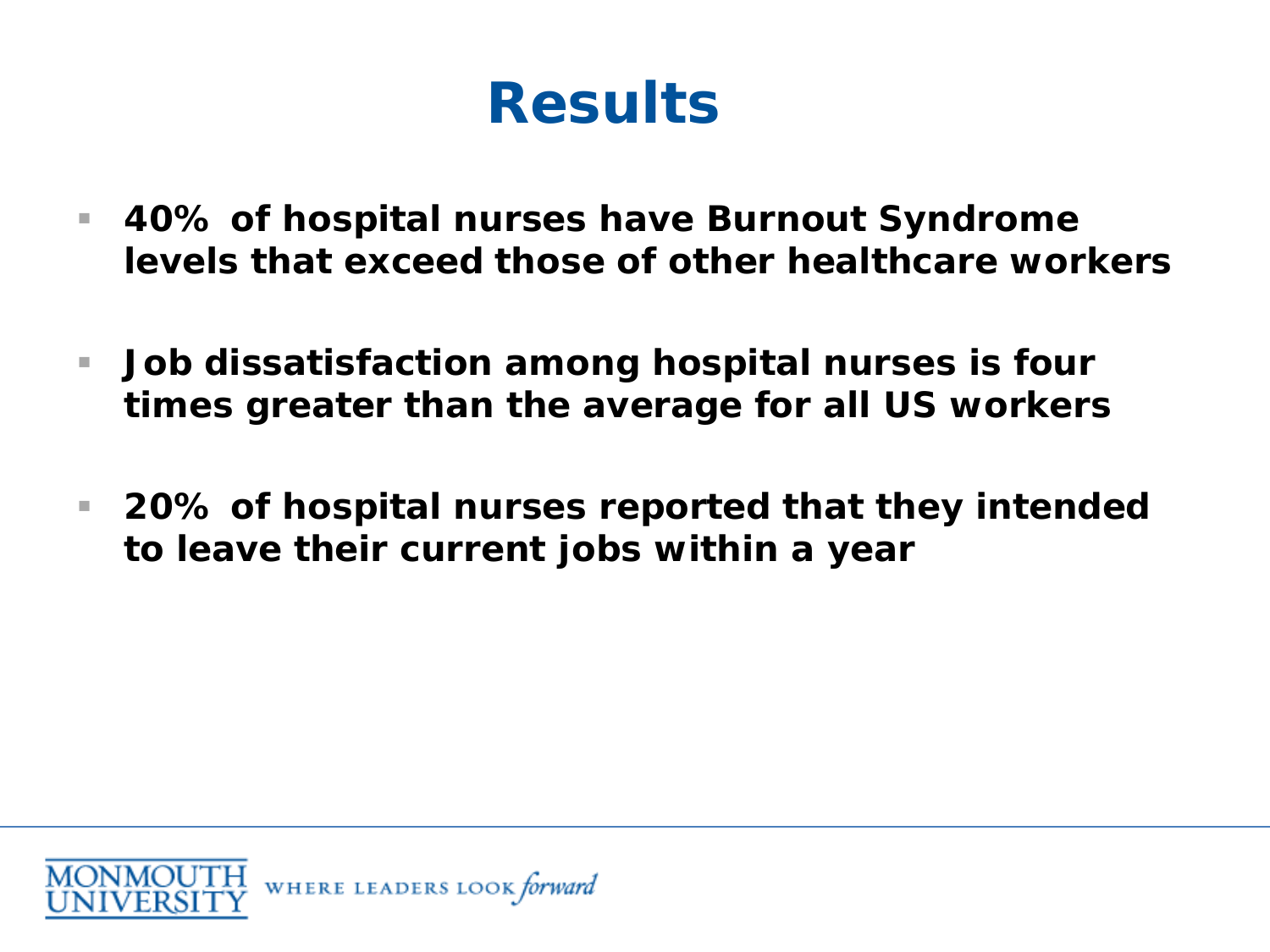# Results

- **40% of hospital nurses have Burnout Syndrome levels that exceed those of other healthcare workers**
- **Job dissatisfaction among hospital nurses is four times greater than the average for all US workers**
- **20% of hospital nurses reported that they intended to leave their current jobs within a year**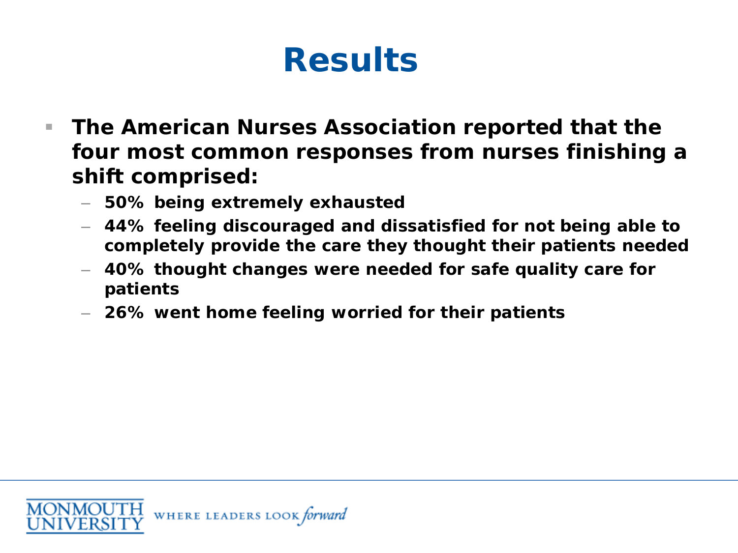# Results

- **The American Nurses Association reported that the four most common responses from nurses finishing a shift comprised:**
  - **50% being extremely exhausted**
  - **44% feeling discouraged and dissatisfied for not being able to completely provide the care they thought their patients needed**
  - **40% thought changes were needed for safe quality care for patients**
  - **26% went home feeling worried for their patients**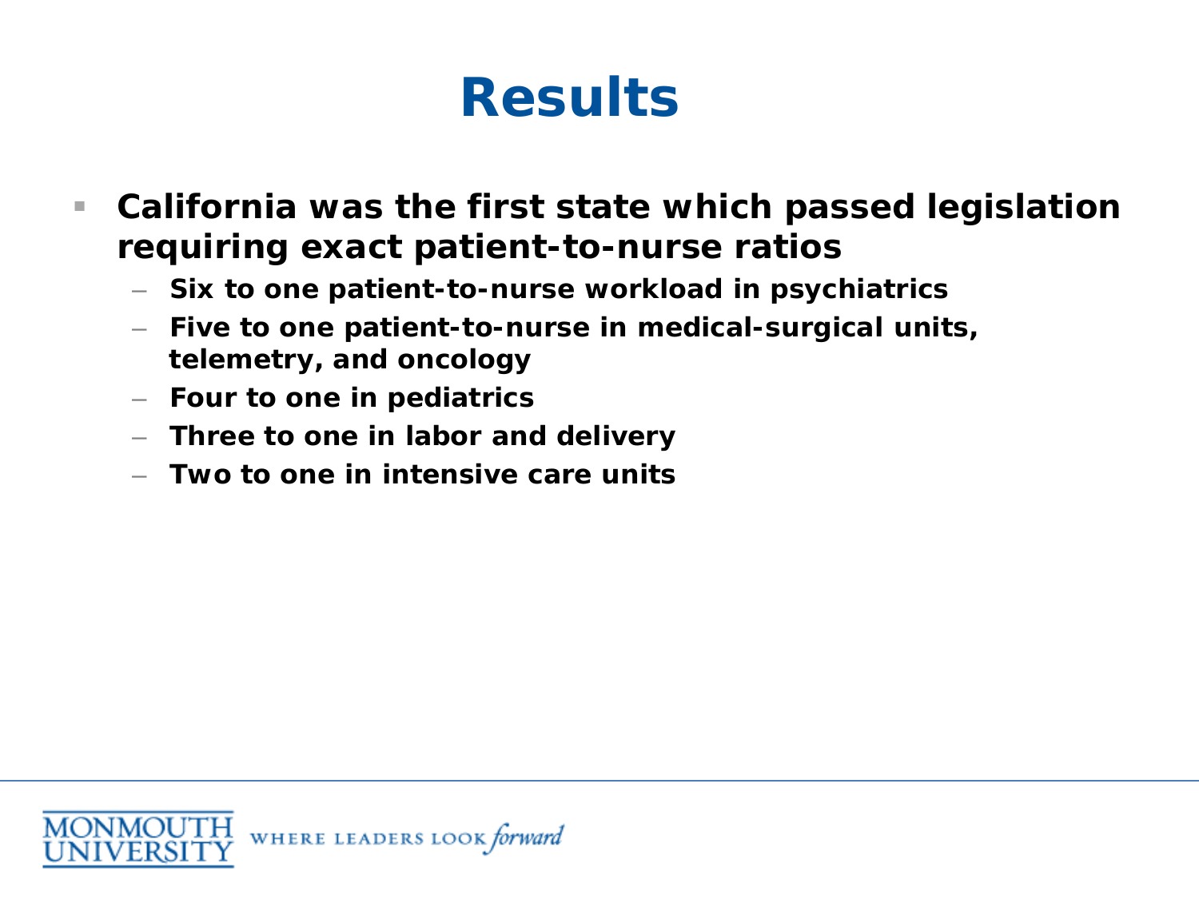# Results

- **California was the first state which passed legislation requiring exact patient-to-nurse ratios**
  - **Six to one patient-to-nurse workload in psychiatrics**
  - **Five to one patient-to-nurse in medical-surgical units, telemetry, and oncology**
  - **Four to one in pediatrics**
  - **Three to one in labor and delivery**
  - **Two to one in intensive care units**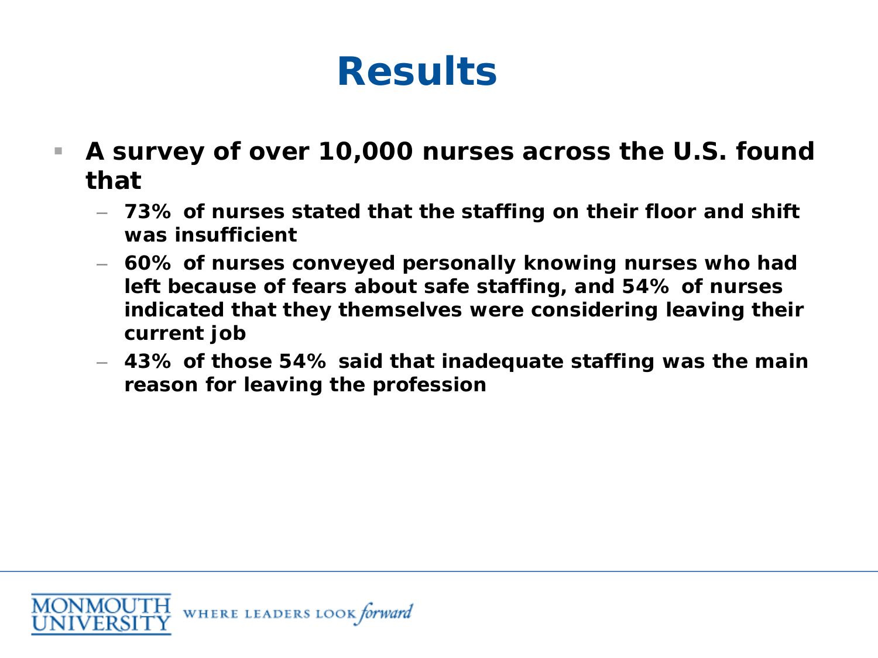# Results

- **A survey of over 10,000 nurses across the U.S. found that**
  - **73% of nurses stated that the staffing on their floor and shift was insufficient**
  - **60% of nurses conveyed personally knowing nurses who had left because of fears about safe staffing, and 54% of nurses indicated that they themselves were considering leaving their current job**
  - **43% of those 54% said that inadequate staffing was the main reason for leaving the profession**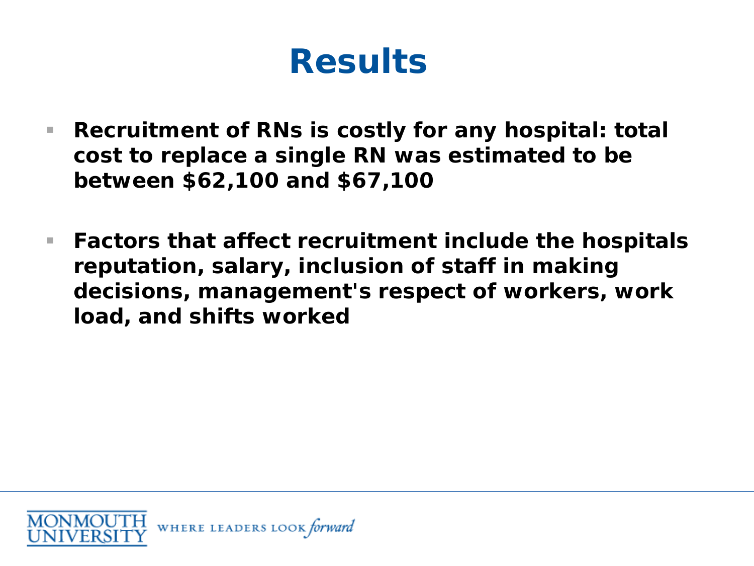# Results

- **Recruitment of RNs is costly for any hospital: total cost to replace a single RN was estimated to be between $62,100 and $67,100**

- **Factors that affect recruitment include the hospitals reputation, salary, inclusion of staff in making decisions, management's respect of workers, work load, and shifts worked**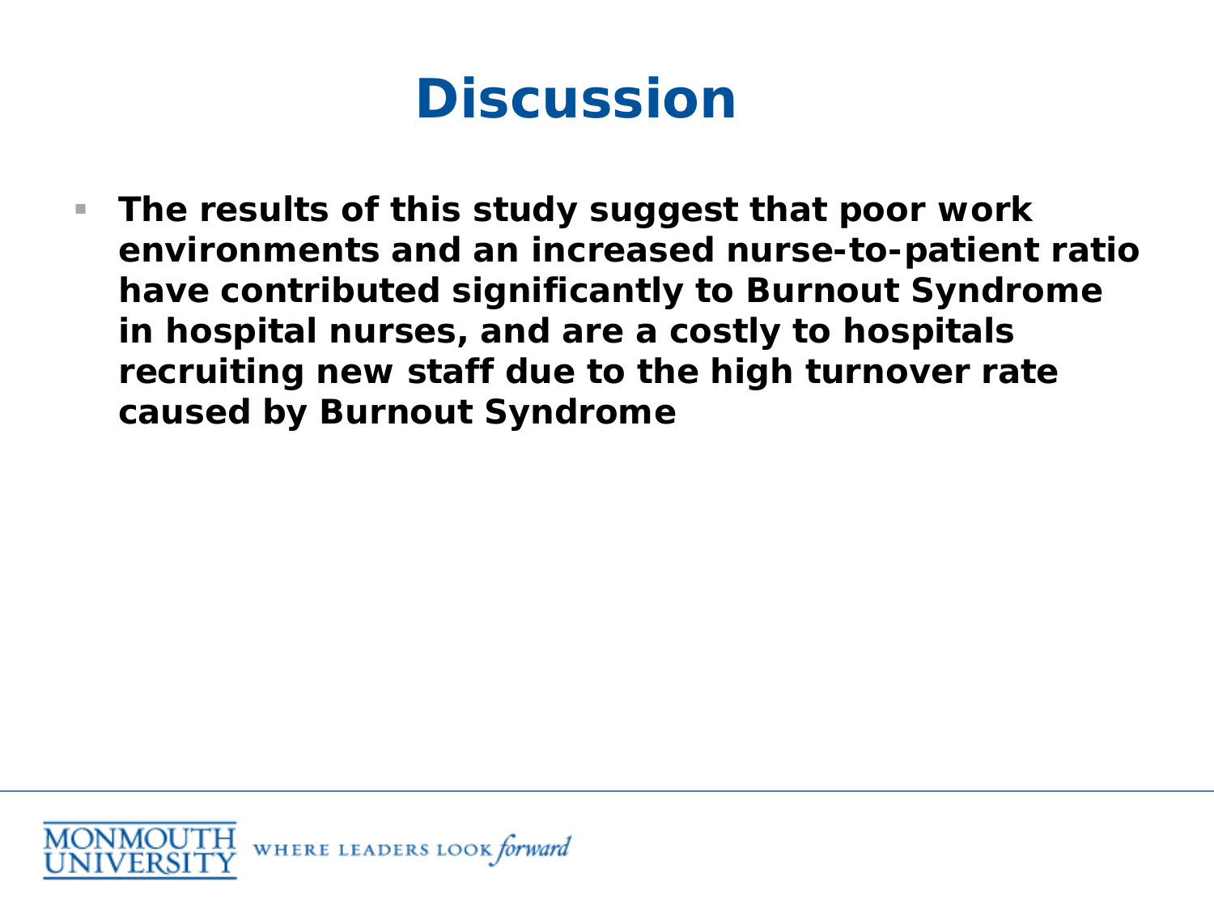# Discussion

- **The results of this study suggest that poor work environments and an increased nurse-to-patient ratio have contributed significantly to Burnout Syndrome in hospital nurses, and are a costly to hospitals recruiting new staff due to the high turnover rate caused by Burnout Syndrome**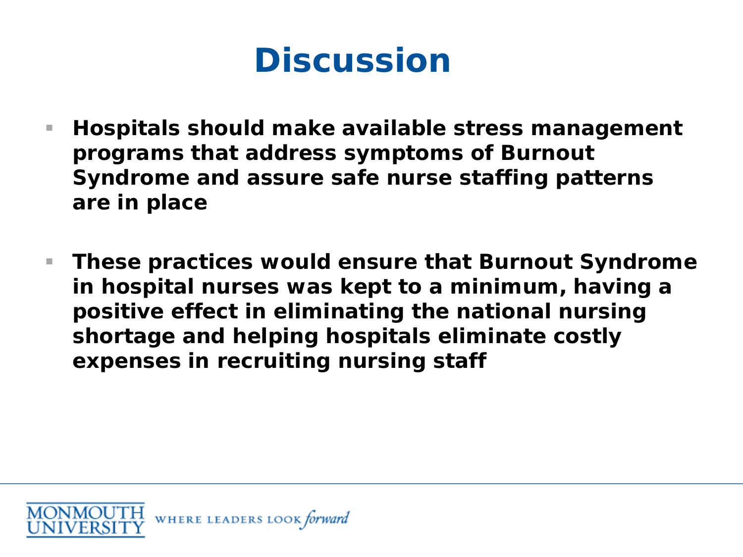# Discussion

- **Hospitals should make available stress management programs that address symptoms of Burnout Syndrome and assure safe nurse staffing patterns are in place**

- **These practices would ensure that Burnout Syndrome in hospital nurses was kept to a minimum, having a positive effect in eliminating the national nursing shortage and helping hospitals eliminate costly expenses in recruiting nursing staff**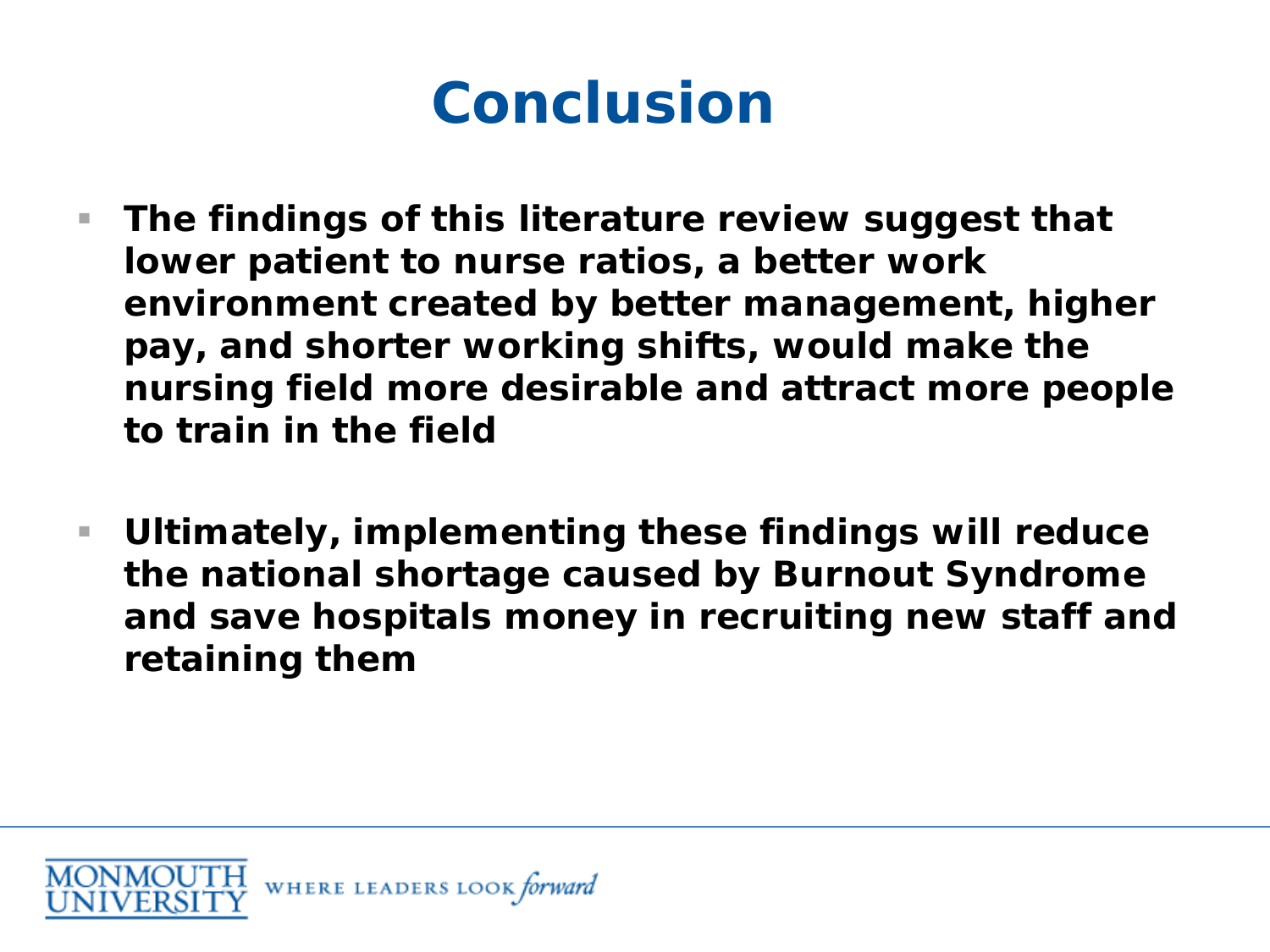# Conclusion

- **The findings of this literature review suggest that lower patient to nurse ratios, a better work environment created by better management, higher pay, and shorter working shifts, would make the nursing field more desirable and attract more people to train in the field**

- **Ultimately, implementing these findings will reduce the national shortage caused by Burnout Syndrome and save hospitals money in recruiting new staff and retaining them**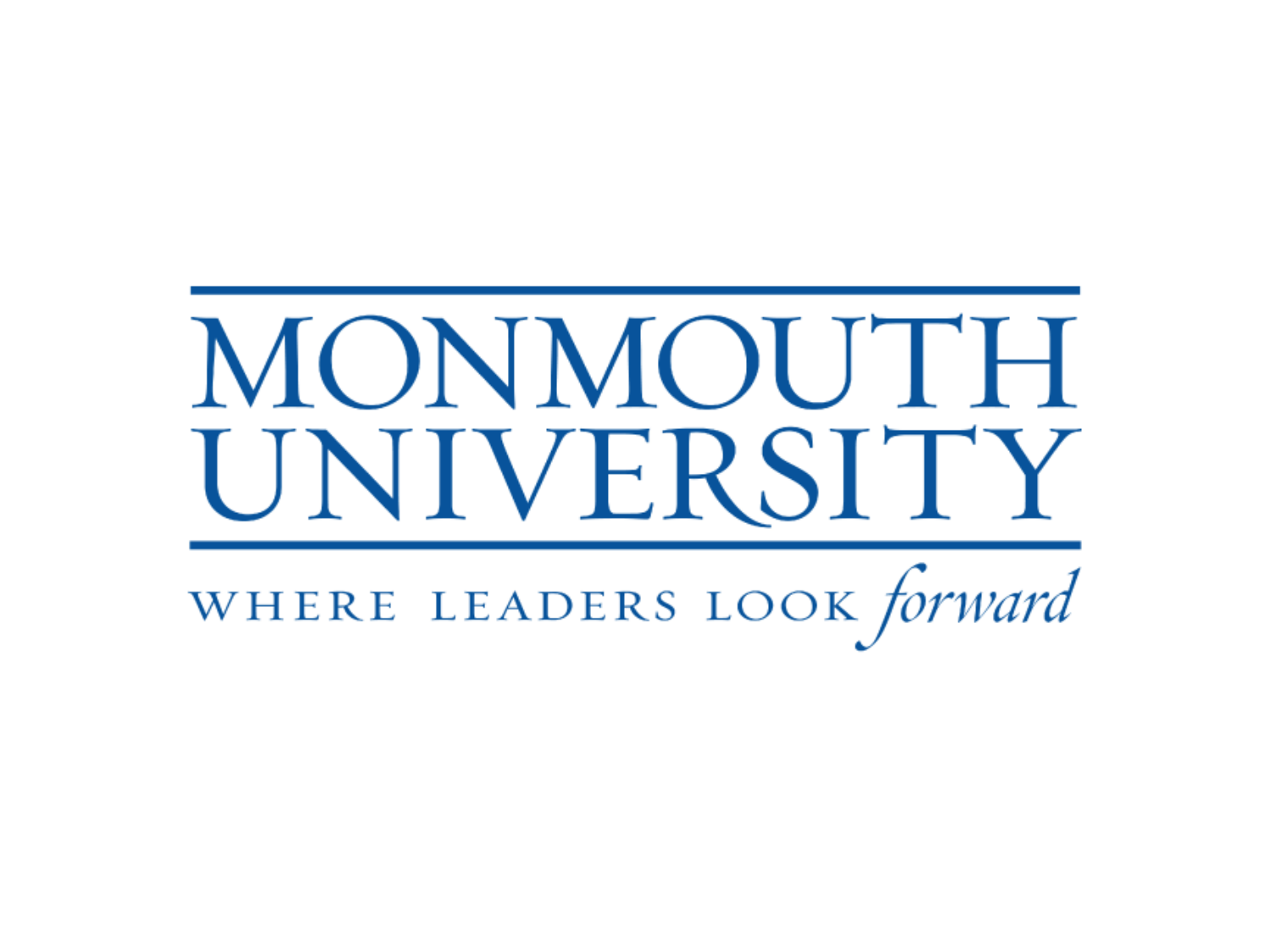# MONMOUTH UNIVERSITY

WHERE LEADERS LOOK *forward*